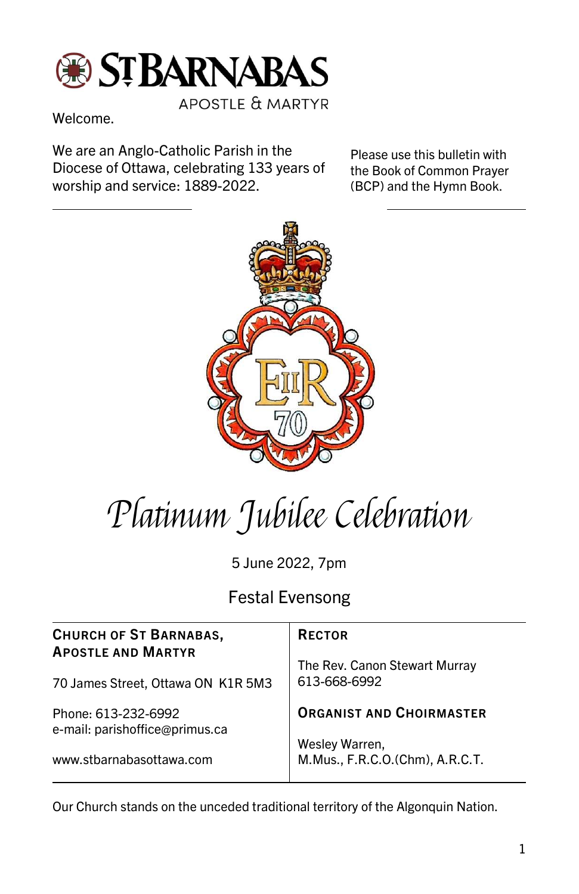# ST BARNABAS

APOSTLE & MARTYR

Welcome.

We are an Anglo-Catholic Parish in the Diocese of Ottawa, celebrating 133 years of worship and service: 1889-2022.

Please use this bulletin with the Book of Common Prayer (BCP) and the Hymn Book.

# *Platinum Jubilee Celebration*

5 June 2022, 7pm

## Festal Evensong

| **CHURCH OF ST BARNABAS, APOSTLE AND MARTYR** | **RECTOR** |
|---|---|
| 70 James Street, Ottawa ON K1R 5M3 | The Rev. Canon Stewart Murray<br>613-668-6992 |
| Phone: 613-232-6992<br>e-mail: parishoffice@primus.ca | **ORGANIST AND CHOIRMASTER** |
| www.stbarnabasottawa.com | Wesley Warren,<br>M.Mus., F.R.C.O.(Chm), A.R.C.T. |

Our Church stands on the unceded traditional territory of the Algonquin Nation.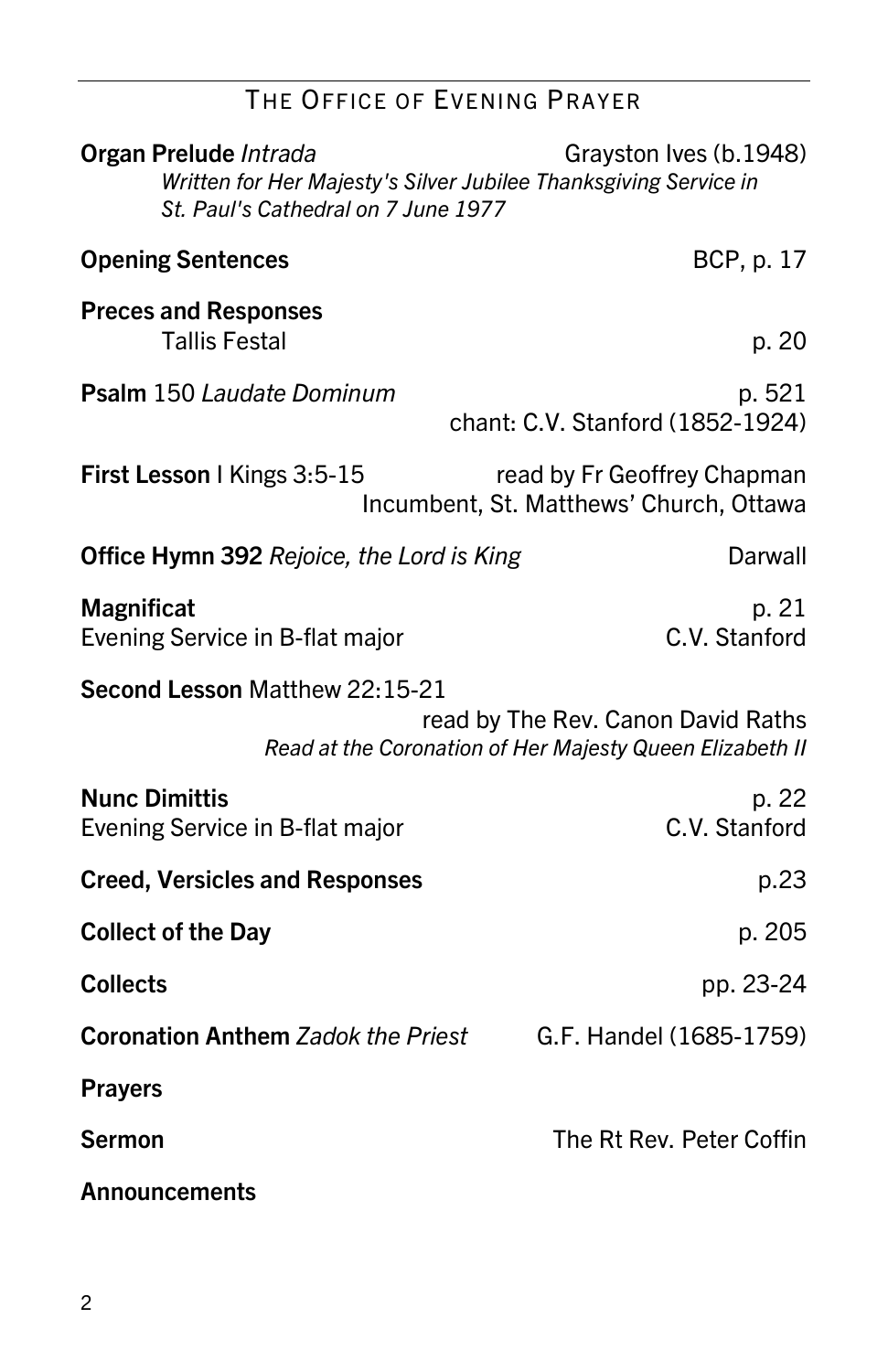## The Office of Evening Prayer

**Organ Prelude** *Intrada* — Grayston Ives (b.1948)
*Written for Her Majesty's Silver Jubilee Thanksgiving Service in St. Paul's Cathedral on 7 June 1977*

**Opening Sentences** — BCP, p. 17

**Preces and Responses**
Tallis Festal — p. 20

**Psalm** 150 *Laudate Dominum* — p. 521
chant: C.V. Stanford (1852-1924)

**First Lesson** I Kings 3:5-15 — read by Fr Geoffrey Chapman
Incumbent, St. Matthews' Church, Ottawa

**Office Hymn 392** *Rejoice, the Lord is King* — Darwall

**Magnificat** — p. 21
Evening Service in B-flat major — C.V. Stanford

**Second Lesson** Matthew 22:15-21
read by The Rev. Canon David Raths
*Read at the Coronation of Her Majesty Queen Elizabeth II*

**Nunc Dimittis** — p. 22
Evening Service in B-flat major — C.V. Stanford

**Creed, Versicles and Responses** — p.23

**Collect of the Day** — p. 205

**Collects** — pp. 23-24

**Coronation Anthem** *Zadok the Priest* — G.F. Handel (1685-1759)

**Prayers**

**Sermon** — The Rt Rev. Peter Coffin

**Announcements**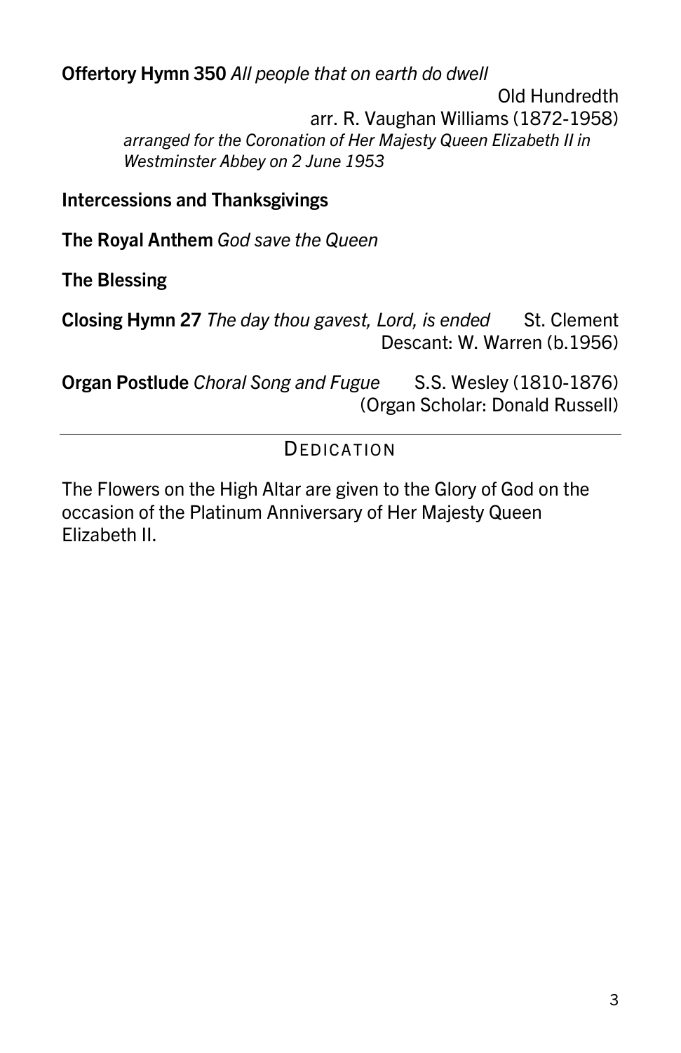**Offertory Hymn 350** *All people that on earth do dwell*
Old Hundredth
arr. R. Vaughan Williams (1872-1958)
*arranged for the Coronation of Her Majesty Queen Elizabeth II in Westminster Abbey on 2 June 1953*

**Intercessions and Thanksgivings**

**The Royal Anthem** *God save the Queen*

**The Blessing**

**Closing Hymn 27** *The day thou gavest, Lord, is ended* St. Clement
Descant: W. Warren (b.1956)

**Organ Postlude** *Choral Song and Fugue* S.S. Wesley (1810-1876)
(Organ Scholar: Donald Russell)

---

## DEDICATION

The Flowers on the High Altar are given to the Glory of God on the occasion of the Platinum Anniversary of Her Majesty Queen Elizabeth II.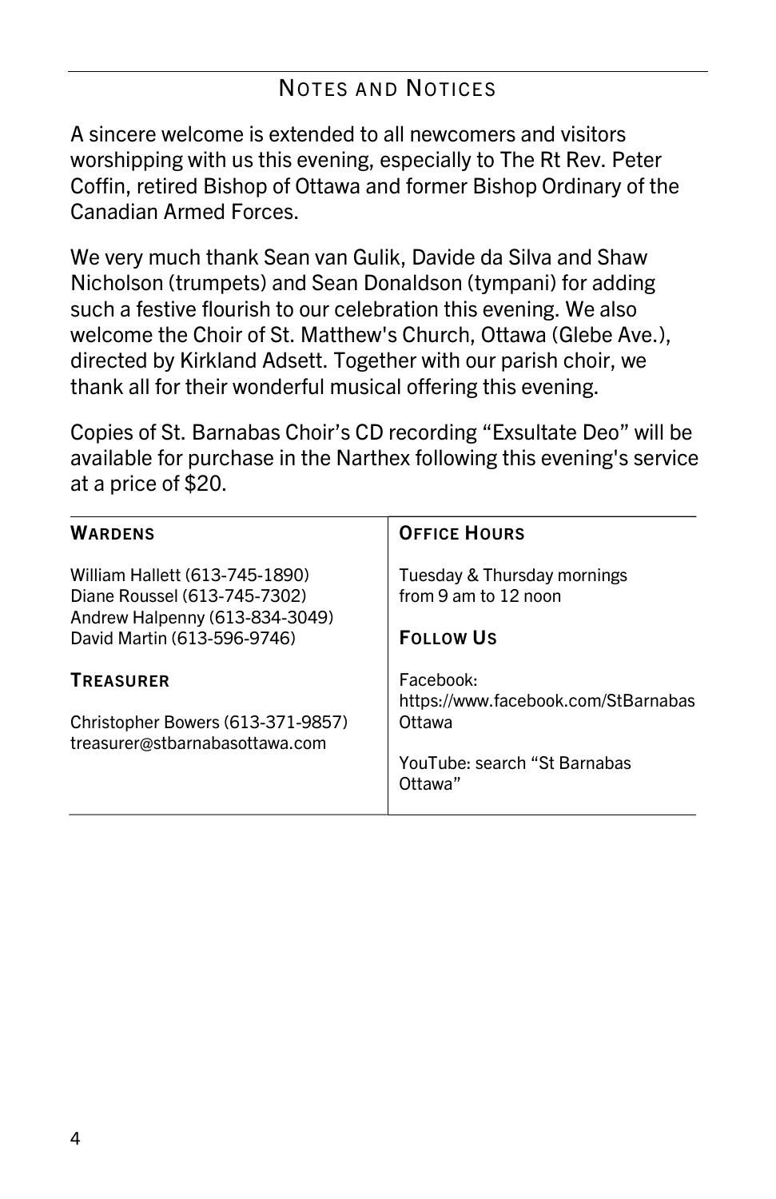## Notes and Notices

A sincere welcome is extended to all newcomers and visitors worshipping with us this evening, especially to The Rt Rev. Peter Coffin, retired Bishop of Ottawa and former Bishop Ordinary of the Canadian Armed Forces.

We very much thank Sean van Gulik, Davide da Silva and Shaw Nicholson (trumpets) and Sean Donaldson (tympani) for adding such a festive flourish to our celebration this evening. We also welcome the Choir of St. Matthew's Church, Ottawa (Glebe Ave.), directed by Kirkland Adsett. Together with our parish choir, we thank all for their wonderful musical offering this evening.

Copies of St. Barnabas Choir's CD recording "Exsultate Deo" will be available for purchase in the Narthex following this evening's service at a price of $20.

**Wardens**

William Hallett (613-745-1890)
Diane Roussel (613-745-7302)
Andrew Halpenny (613-834-3049)
David Martin (613-596-9746)

**Treasurer**

Christopher Bowers (613-371-9857)
treasurer@stbarnabasottawa.com

**Office Hours**

Tuesday & Thursday mornings
from 9 am to 12 noon

**Follow Us**

Facebook:
https://www.facebook.com/StBarnabasOttawa

YouTube: search "St Barnabas Ottawa"